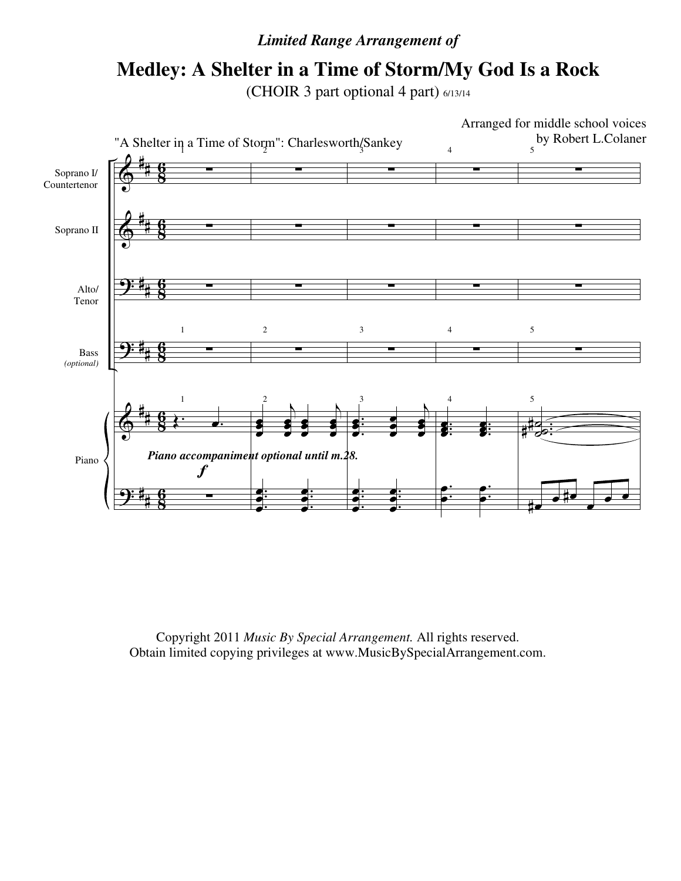*Limited Range Arrangement of*

# Medley: A Shelter in a Time of Storm/My God Is a Rock

(CHOIR 3 part optional 4 part) 6/13/14

Arranged for middle school voices
by Robert L.Colaner

"A Shelter in a Time of Storm": Charlesworth/Sankey

Soprano I/ Countertenor

Soprano II

Alto/ Tenor

Bass *(optional)*

Piano

***Piano accompaniment optional until m.28.***

Copyright 2011 *Music By Special Arrangement.* All rights reserved.
Obtain limited copying privileges at www.MusicBySpecialArrangement.com.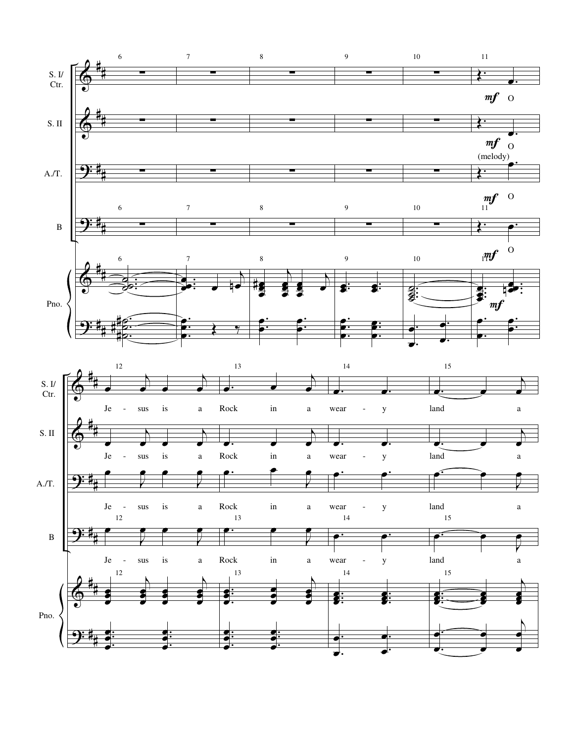S. I/ Ctr.

S. II

A./T.

B

Pno.

*mf* O

*mf* O

(melody)

*mf* O

*mf* O

*mf*

Je - sus is a Rock in a wear - y land a

Je - sus is a Rock in a wear - y land a

Je - sus is a Rock in a wear - y land a

Je - sus is a Rock in a wear - y land a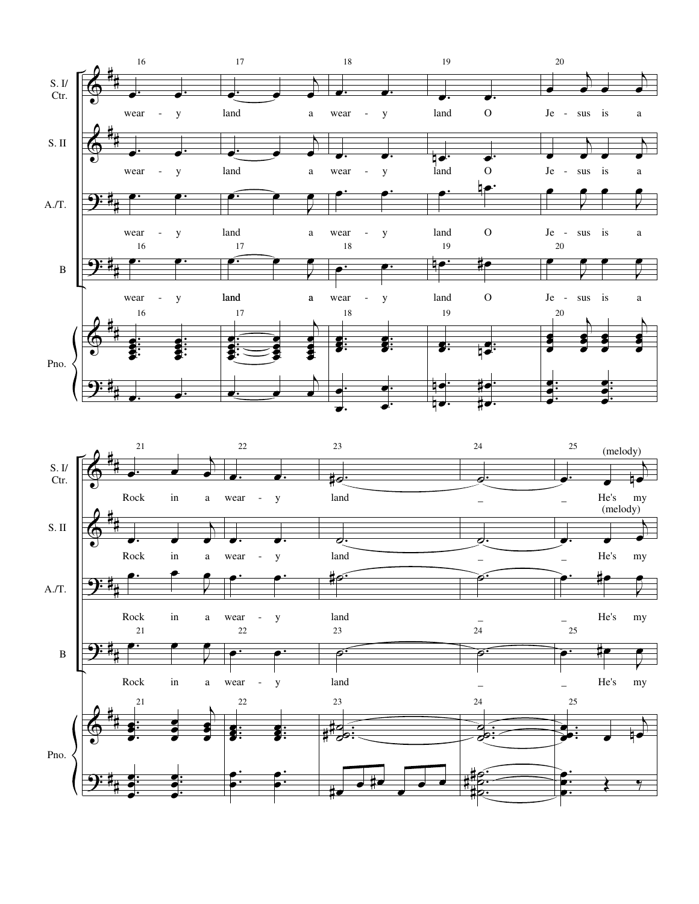S. I/ Ctr.

16 wear - y | 17 land a | 18 wear - y | 19 land O | 20 Je - sus is a

21 Rock in a | 22 wear - y | 23 land | 24 _ | 25 _ He's my (melody)

S. II

wear - y | land a | wear - y | land O | Je - sus is a

Rock in a | wear - y | land | _ | _ He's my (melody)

A./T.

wear - y | land a | wear - y | land O | Je - sus is a

Rock in a | wear - y | land | _ | _ He's my

B

wear - y | land a | wear - y | land O | Je - sus is a

Rock in a | wear - y | land | _ | _ He's my

Pno.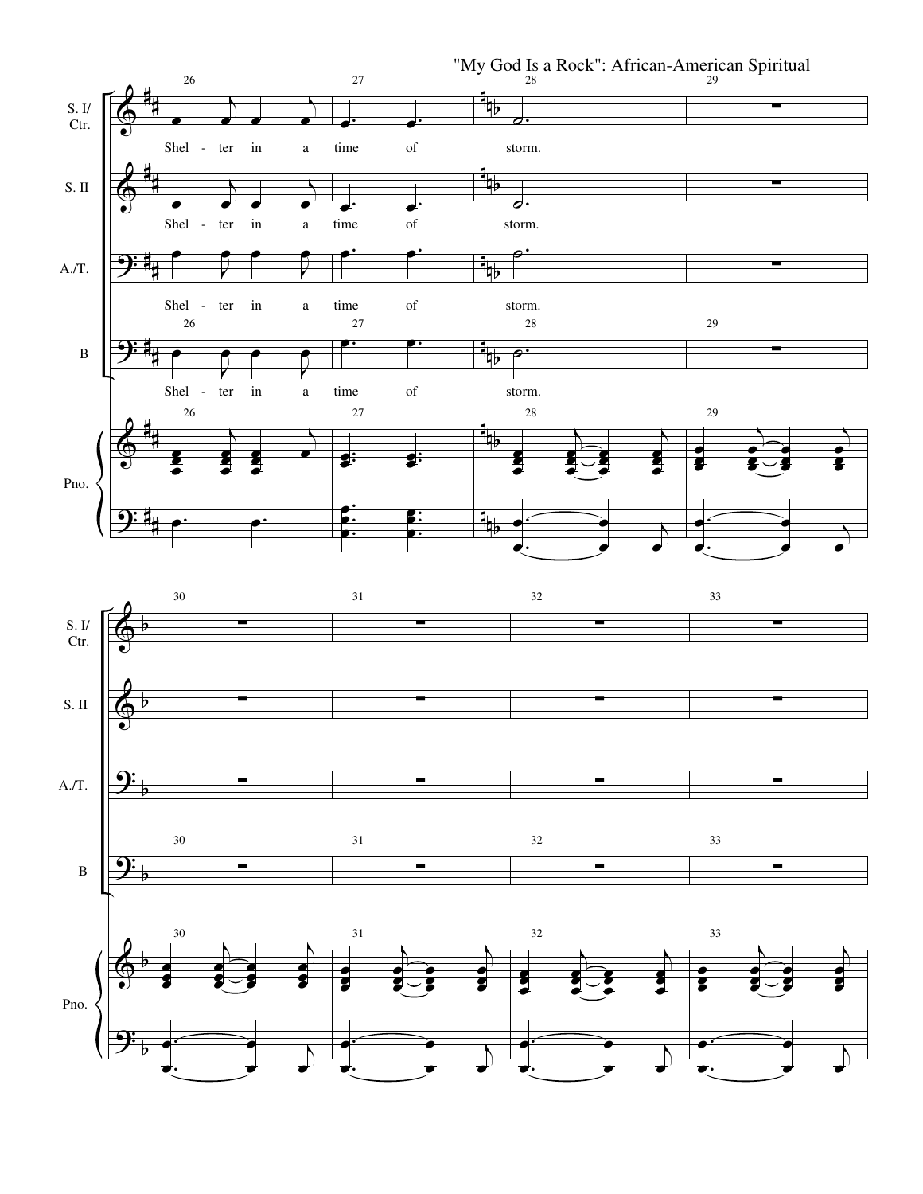"My God Is a Rock": African-American Spiritual

S. I/ Ctr.

Shel - ter in a time of storm.

S. II

Shel - ter in a time of storm.

A./T.

Shel - ter in a time of storm.

B

Shel - ter in a time of storm.

Pno.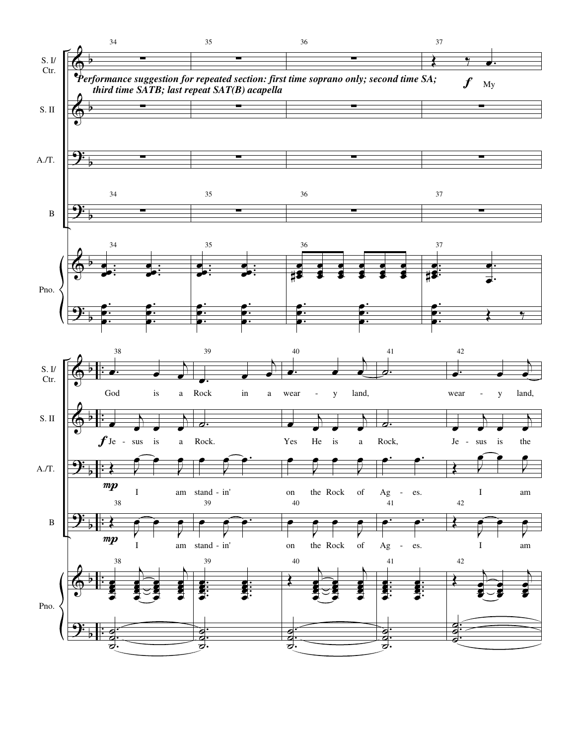*Performance suggestion for repeated section: first time soprano only; second time SA; third time SATB; last repeat SAT(B) acapella*

S. I/ Ctr.: My God is a Rock in a wear - y land, wear - y land,

S. II: Je - sus is a Rock. Yes He is a Rock, Je - sus is the

A./T.: I am stand - in' on the Rock of Ag - es. I am

B: I am stand - in' on the Rock of Ag - es. I am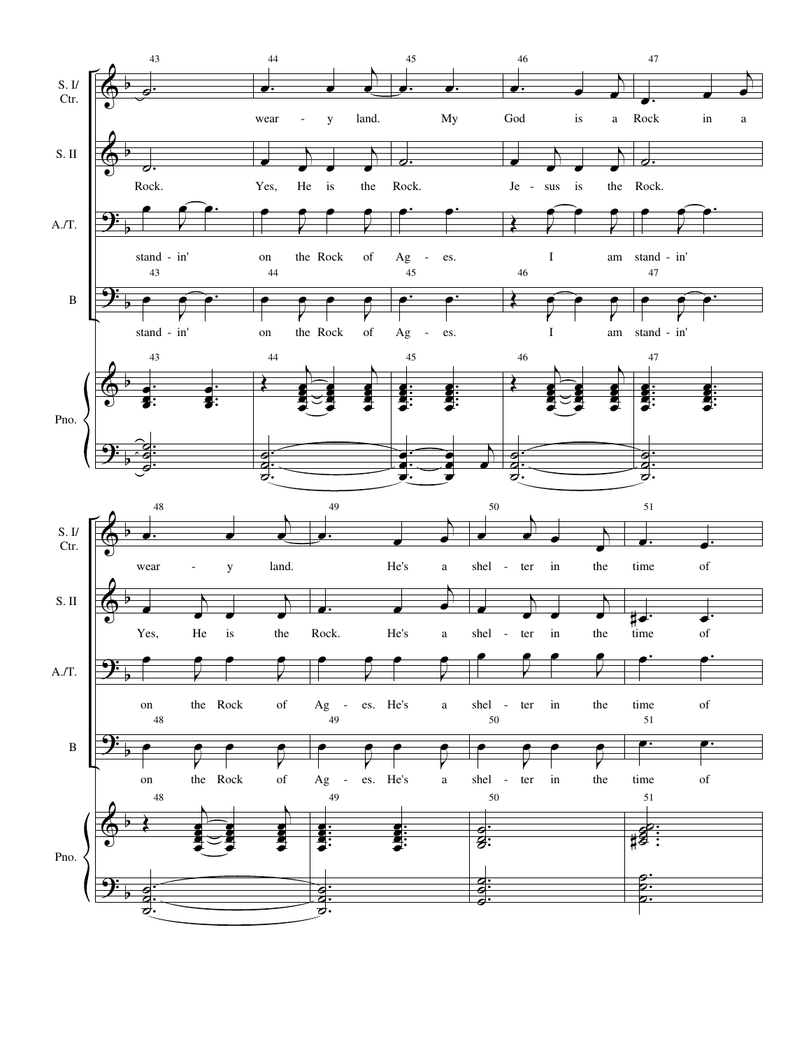S. I/ Ctr.: wear - y land. My God is a Rock in a wear - y land. He's a shel - ter in the time of

S. II: Rock. Yes, He is the Rock. Je - sus is the Rock. Yes, He is the Rock. He's a shel - ter in the time of

A./T.: stand - in' on the Rock of Ag - es. I am stand - in' on the Rock of Ag - es. He's a shel - ter in the time of

B: stand - in' on the Rock of Ag - es. I am stand - in' on the Rock of Ag - es. He's a shel - ter in the time of

Pno.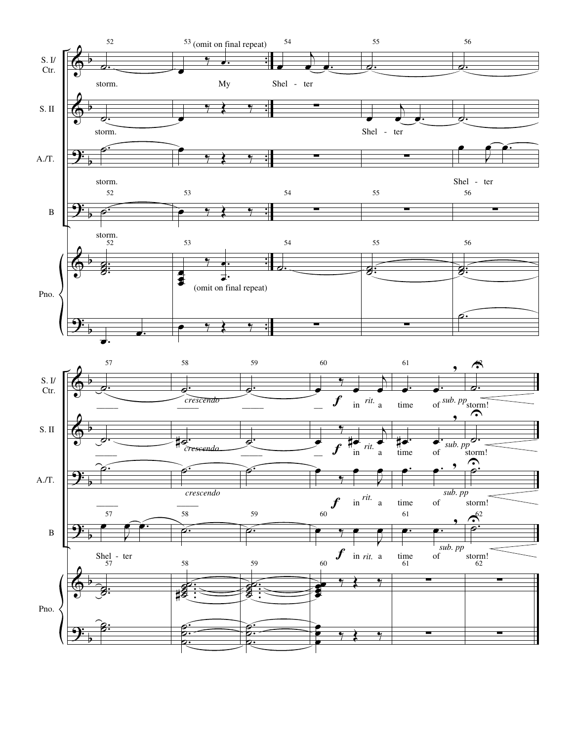52 53 (omit on final repeat) 54 55 56

S. I/ Ctr.

storm. My Shel - ter

S. II

storm. Shel - ter

A./T.

storm. Shel - ter

B

storm.

Pno.

(omit on final repeat)

57 58 59 60 61 62

S. I/ Ctr.

*crescendo* *f* in *rit.* a time of *sub. pp* storm!

S. II

*crescendo* *f* in *rit.* a time of *sub. pp* storm!

A./T.

*crescendo* *f* in *rit.* a time of *sub. pp* storm!

B

Shel - ter *f* in *rit.* a time of *sub. pp* storm!

Pno.